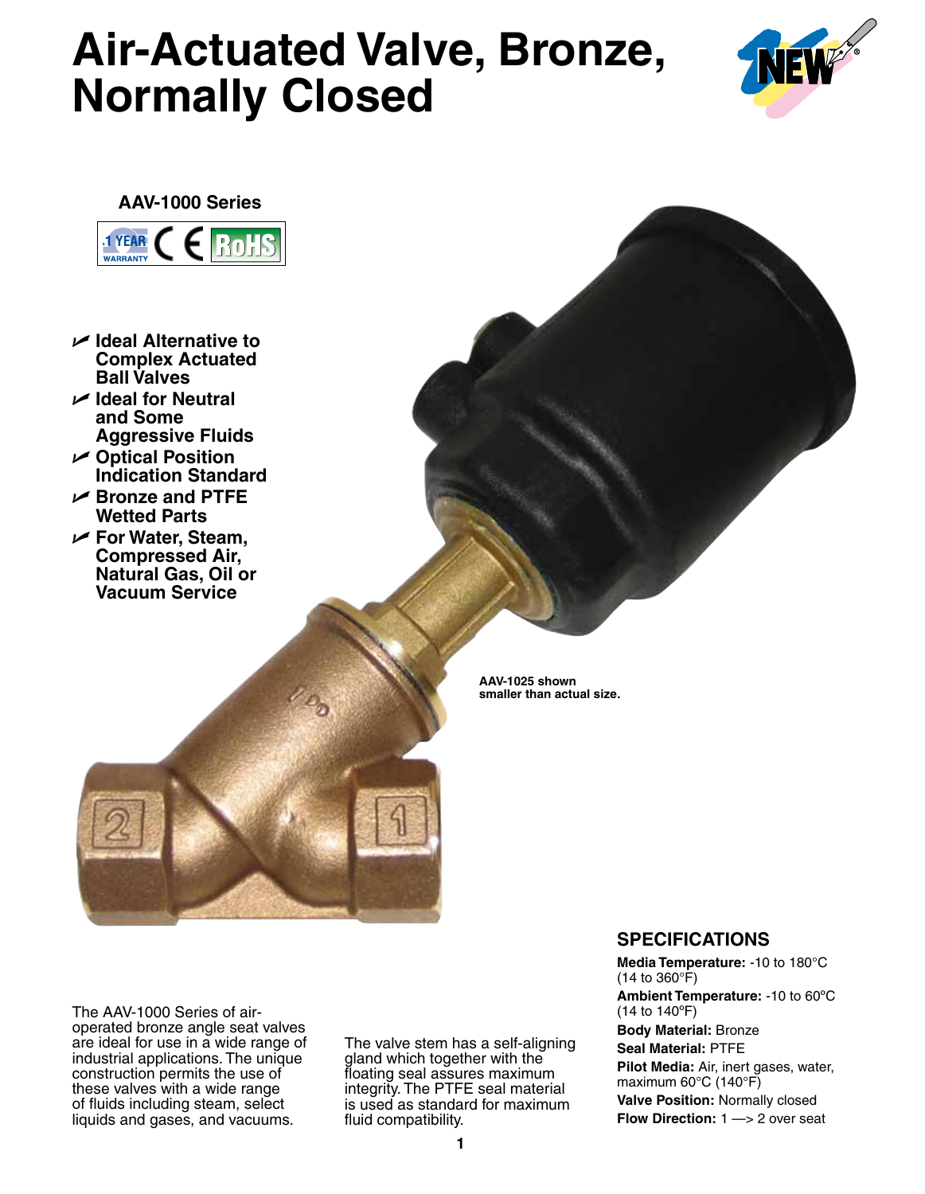# Air-Actuated Valve, Bronze, Normally Closed

**AAV-1000 Series**

- **Ideal Alternative to Complex Actuated Ball Valves**
- **Ideal for Neutral and Some Aggressive Fluids**
- **Optical Position Indication Standard**
- **Bronze and PTFE Wetted Parts**
- **For Water, Steam, Compressed Air, Natural Gas, Oil or Vacuum Service**

**AAV-1025 shown smaller than actual size.**

The AAV-1000 Series of air-operated bronze angle seat valves are ideal for use in a wide range of industrial applications. The unique construction permits the use of these valves with a wide range of fluids including steam, select liquids and gases, and vacuums.

The valve stem has a self-aligning gland which together with the floating seal assures maximum integrity. The PTFE seal material is used as standard for maximum fluid compatibility.

## SPECIFICATIONS

**Media Temperature:** -10 to 180°C (14 to 360°F)

**Ambient Temperature:** -10 to 60ºC (14 to 140ºF)

**Body Material:** Bronze

**Seal Material:** PTFE

**Pilot Media:** Air, inert gases, water, maximum 60°C (140°F)

**Valve Position:** Normally closed

**Flow Direction:** 1 —> 2 over seat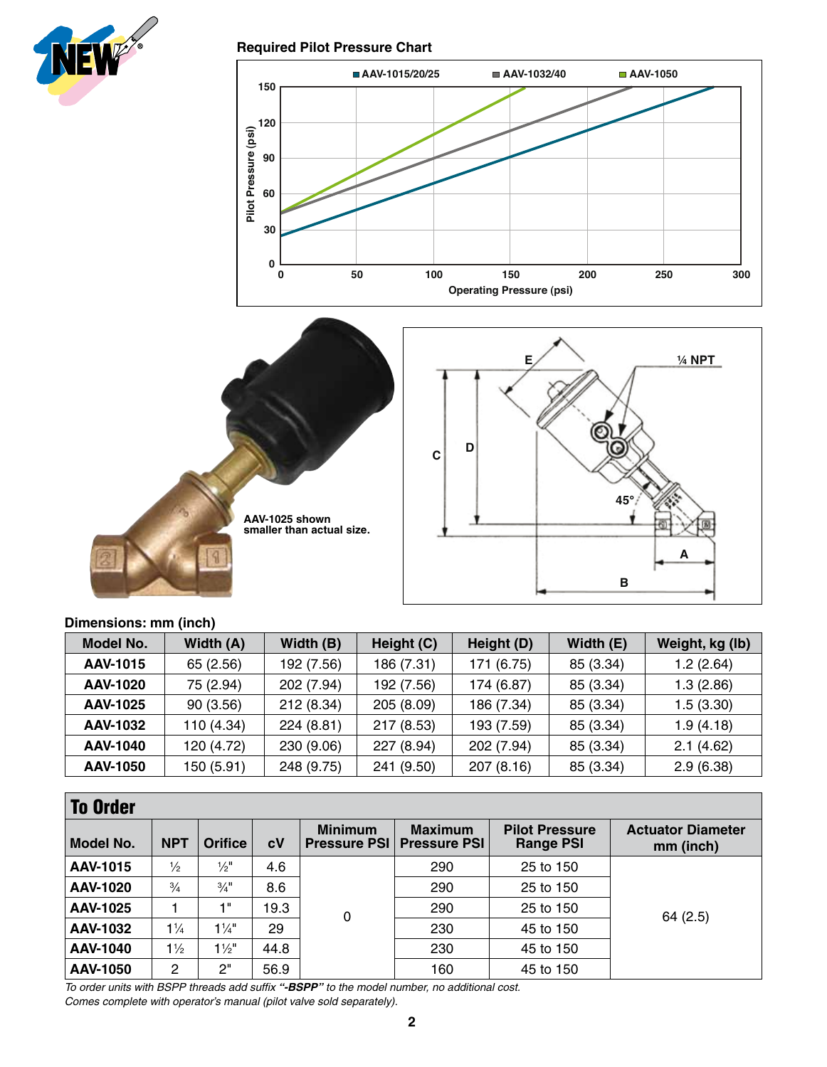NEW®

## Required Pilot Pressure Chart

AAV-1015/20/25 AAV-1032/40 AAV-1050

Pilot Pressure (psi)

150
120
90
60
30
0

0 50 100 150 200 250 300

Operating Pressure (psi)

AAV-1025 shown smaller than actual size.

E
¼ NPT
C
D
45°
A
B

**Dimensions: mm (inch)**

| Model No. | Width (A) | Width (B) | Height (C) | Height (D) | Width (E) | Weight, kg (lb) |
|---|---|---|---|---|---|---|
| **AAV-1015** | 65 (2.56) | 192 (7.56) | 186 (7.31) | 171 (6.75) | 85 (3.34) | 1.2 (2.64) |
| **AAV-1020** | 75 (2.94) | 202 (7.94) | 192 (7.56) | 174 (6.87) | 85 (3.34) | 1.3 (2.86) |
| **AAV-1025** | 90 (3.56) | 212 (8.34) | 205 (8.09) | 186 (7.34) | 85 (3.34) | 1.5 (3.30) |
| **AAV-1032** | 110 (4.34) | 224 (8.81) | 217 (8.53) | 193 (7.59) | 85 (3.34) | 1.9 (4.18) |
| **AAV-1040** | 120 (4.72) | 230 (9.06) | 227 (8.94) | 202 (7.94) | 85 (3.34) | 2.1 (4.62) |
| **AAV-1050** | 150 (5.91) | 248 (9.75) | 241 (9.50) | 207 (8.16) | 85 (3.34) | 2.9 (6.38) |

## To Order

| Model No. | NPT | Orifice | cV | Minimum Pressure PSI | Maximum Pressure PSI | Pilot Pressure Range PSI | Actuator Diameter mm (inch) |
|---|---|---|---|---|---|---|---|
| **AAV-1015** | ½ | ½" | 4.6 | 0 | 290 | 25 to 150 | 64 (2.5) |
| **AAV-1020** | ¾ | ¾" | 8.6 | | 290 | 25 to 150 | |
| **AAV-1025** | 1 | 1" | 19.3 | | 290 | 25 to 150 | |
| **AAV-1032** | 1¼ | 1¼" | 29 | | 230 | 45 to 150 | |
| **AAV-1040** | 1½ | 1½" | 44.8 | | 230 | 45 to 150 | |
| **AAV-1050** | 2 | 2" | 56.9 | | 160 | 45 to 150 | |

*To order units with BSPP threads add suffix **"-BSPP"** to the model number, no additional cost.*
*Comes complete with operator's manual (pilot valve sold separately).*